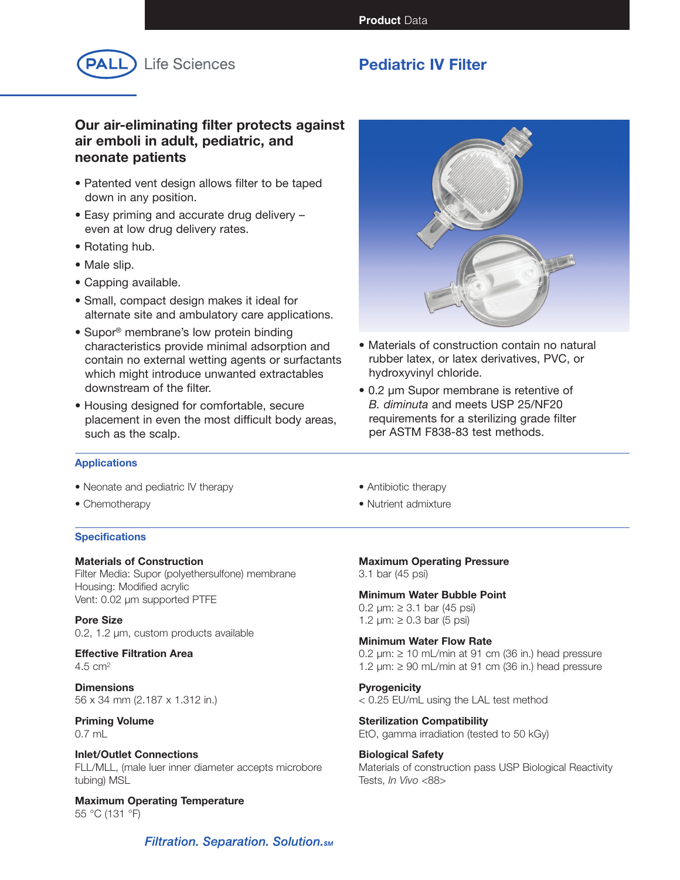Product Data

PALL Life Sciences

# Pediatric IV Filter

## Our air-eliminating filter protects against air emboli in adult, pediatric, and neonate patients

- Patented vent design allows filter to be taped down in any position.
- Easy priming and accurate drug delivery – even at low drug delivery rates.
- Rotating hub.
- Male slip.
- Capping available.
- Small, compact design makes it ideal for alternate site and ambulatory care applications.
- Supor® membrane's low protein binding characteristics provide minimal adsorption and contain no external wetting agents or surfactants which might introduce unwanted extractables downstream of the filter.
- Housing designed for comfortable, secure placement in even the most difficult body areas, such as the scalp.
- Materials of construction contain no natural rubber latex, or latex derivatives, PVC, or hydroxyvinyl chloride.
- 0.2 µm Supor membrane is retentive of *B. diminuta* and meets USP 25/NF20 requirements for a sterilizing grade filter per ASTM F838-83 test methods.

## Applications

- Neonate and pediatric IV therapy
- Chemotherapy
- Antibiotic therapy
- Nutrient admixture

## Specifications

**Materials of Construction**
Filter Media: Supor (polyethersulfone) membrane
Housing: Modified acrylic
Vent: 0.02 µm supported PTFE

**Pore Size**
0.2, 1.2 µm, custom products available

**Effective Filtration Area**
4.5 $cm^2$

**Dimensions**
56 x 34 mm (2.187 x 1.312 in.)

**Priming Volume**
0.7 mL

**Inlet/Outlet Connections**
FLL/MLL, (male luer inner diameter accepts microbore tubing) MSL

**Maximum Operating Temperature**
55 °C (131 °F)

**Maximum Operating Pressure**
3.1 bar (45 psi)

**Minimum Water Bubble Point**
0.2 µm: ≥ 3.1 bar (45 psi)
1.2 µm: ≥ 0.3 bar (5 psi)

**Minimum Water Flow Rate**
0.2 µm: ≥ 10 mL/min at 91 cm (36 in.) head pressure
1.2 µm: ≥ 90 mL/min at 91 cm (36 in.) head pressure

**Pyrogenicity**
< 0.25 EU/mL using the LAL test method

**Sterilization Compatibility**
EtO, gamma irradiation (tested to 50 kGy)

**Biological Safety**
Materials of construction pass USP Biological Reactivity Tests, *In Vivo* <88>

*Filtration. Separation. Solution.SM*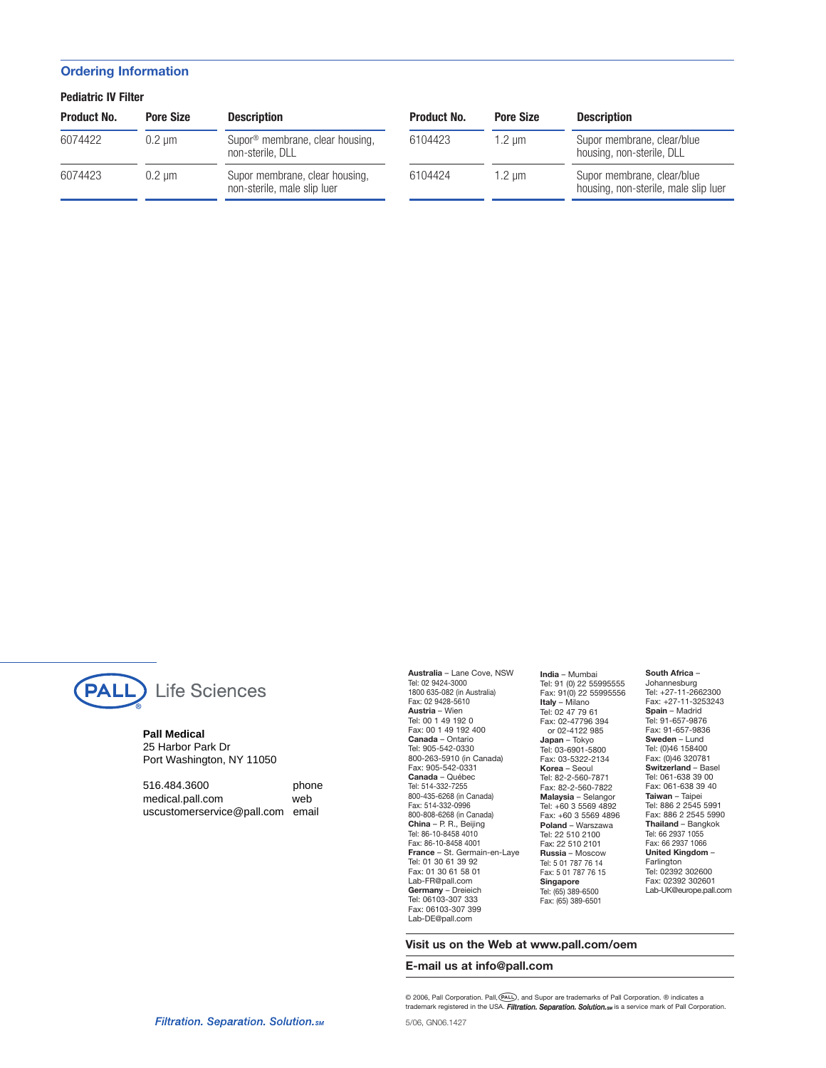## Ordering Information

### Pediatric IV Filter

| Product No. | Pore Size | Description |
|---|---|---|
| 6074422 | 0.2 µm | Supor® membrane, clear housing, non-sterile, DLL |
| 6074423 | 0.2 µm | Supor membrane, clear housing, non-sterile, male slip luer |
| 6104423 | 1.2 µm | Supor membrane, clear/blue housing, non-sterile, DLL |
| 6104424 | 1.2 µm | Supor membrane, clear/blue housing, non-sterile, male slip luer |

PALL® Life Sciences

**Pall Medical**
25 Harbor Park Dr
Port Washington, NY 11050

516.484.3600 phone
medical.pall.com web
uscustomerservice@pall.com email

**Australia** – Lane Cove, NSW
Tel: 02 9424-3000
1800 635-082 (in Australia)
Fax: 02 9428-5610
**Austria** – Wien
Tel: 00 1 49 192 0
Fax: 00 1 49 192 400
**Canada** – Ontario
Tel: 905-542-0330
800-263-5910 (in Canada)
Fax: 905-542-0331
**Canada** – Québec
Tel: 514-332-7255
800-435-6268 (in Canada)
Fax: 514-332-0996
800-808-6268 (in Canada)
**China** – P. R., Beijing
Tel: 86-10-8458 4010
Fax: 86-10-8458 4001
**France** – St. Germain-en-Laye
Tel: 01 30 61 39 92
Fax: 01 30 61 58 01
Lab-FR@pall.com
**Germany** – Dreieich
Tel: 06103-307 333
Fax: 06103-307 399
Lab-DE@pall.com

**India** – Mumbai
Tel: 91 (0) 22 55995555
Fax: 91(0) 22 55995556
**Italy** – Milano
Tel: 02 47 79 61
Fax: 02-47796 394
or 02-4122 985
**Japan** – Tokyo
Tel: 03-6901-5800
Fax: 03-5322-2134
**Korea** – Seoul
Tel: 82-2-560-7871
Fax: 82-2-560-7822
**Malaysia** – Selangor
Tel: +60 3 5569 4892
Fax: +60 3 5569 4896
**Poland** – Warszawa
Tel: 22 510 2100
Fax: 22 510 2101
**Russia** – Moscow
Tel: 5 01 787 76 14
Fax: 5 01 787 76 15
**Singapore**
Tel: (65) 389-6500
Fax: (65) 389-6501

**South Africa** – Johannesburg
Tel: +27-11-2662300
Fax: +27-11-3253243
**Spain** – Madrid
Tel: 91-657-9876
Fax: 91-657-9836
**Sweden** – Lund
Tel: (0)46 158400
Fax: (0)46 320781
**Switzerland** – Basel
Tel: 061-638 39 00
Fax: 061-638 39 40
**Taiwan** – Taipei
Tel: 886 2 2545 5991
Fax: 886 2 2545 5990
**Thailand** – Bangkok
Tel: 66 2937 1055
Fax: 66 2937 1066
**United Kingdom** – Farlington
Tel: 02392 302600
Fax: 02392 302601
Lab-UK@europe.pall.com

**Visit us on the Web at www.pall.com/oem**

**E-mail us at info@pall.com**

© 2006, Pall Corporation. Pall, (PALL), and Supor are trademarks of Pall Corporation. ® indicates a trademark registered in the USA. ***Filtration. Separation. Solution.***SM is a service mark of Pall Corporation.

5/06, GN06.1427

*Filtration. Separation. Solution.*SM